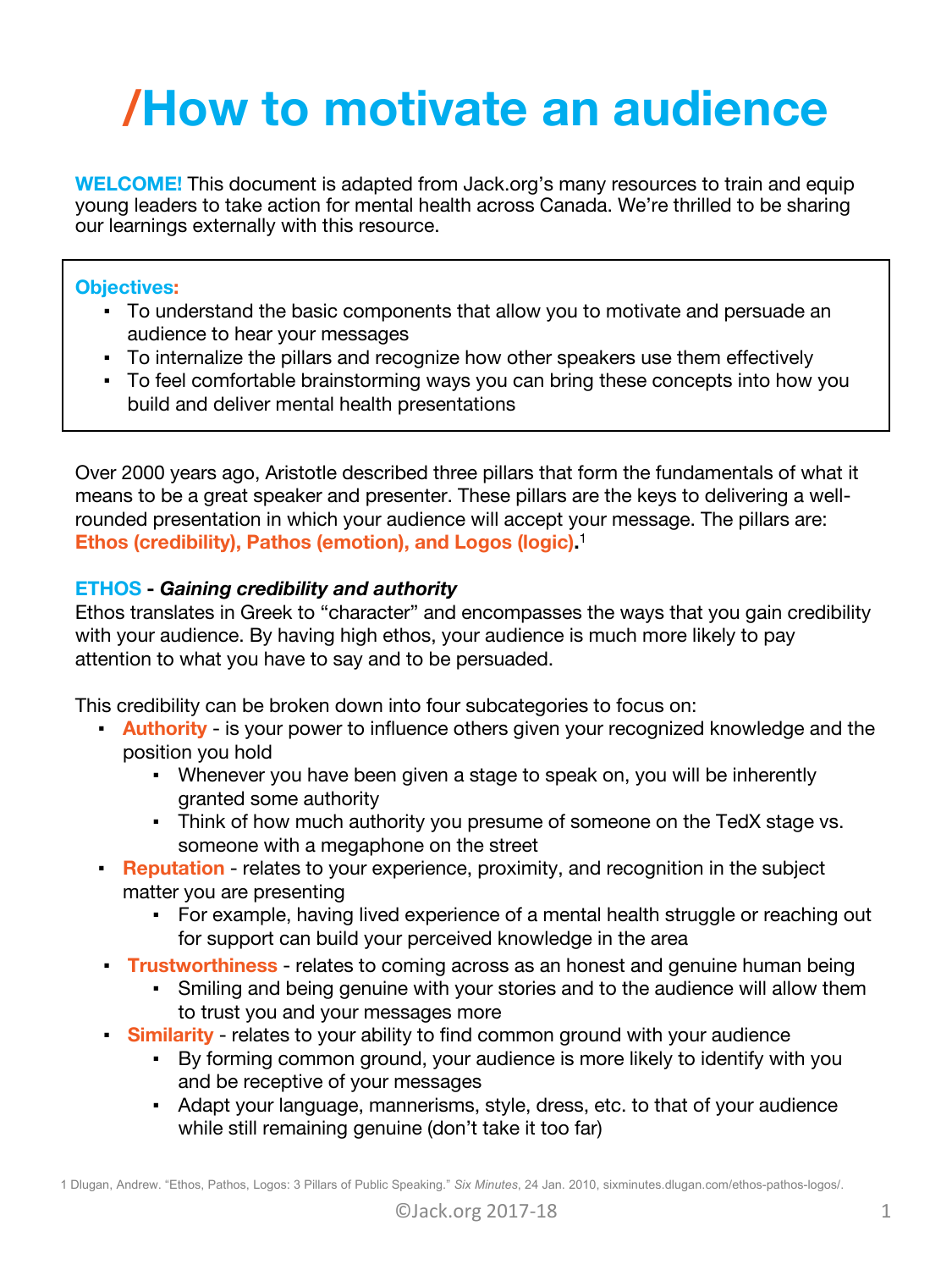# /How to motivate an audience

**WELCOME!** This document is adapted from Jack.org's many resources to train and equip young leaders to take action for mental health across Canada. We're thrilled to be sharing our learnings externally with this resource.

**Objectives:**

- To understand the basic components that allow you to motivate and persuade an audience to hear your messages
- To internalize the pillars and recognize how other speakers use them effectively
- To feel comfortable brainstorming ways you can bring these concepts into how you build and deliver mental health presentations

Over 2000 years ago, Aristotle described three pillars that form the fundamentals of what it means to be a great speaker and presenter. These pillars are the keys to delivering a well-rounded presentation in which your audience will accept your message. The pillars are: **Ethos (credibility), Pathos (emotion), and Logos (logic).**[1]

## ETHOS - *Gaining credibility and authority*

Ethos translates in Greek to "character" and encompasses the ways that you gain credibility with your audience. By having high ethos, your audience is much more likely to pay attention to what you have to say and to be persuaded.

This credibility can be broken down into four subcategories to focus on:

- **Authority** - is your power to influence others given your recognized knowledge and the position you hold
  - Whenever you have been given a stage to speak on, you will be inherently granted some authority
  - Think of how much authority you presume of someone on the TedX stage vs. someone with a megaphone on the street
- **Reputation** - relates to your experience, proximity, and recognition in the subject matter you are presenting
  - For example, having lived experience of a mental health struggle or reaching out for support can build your perceived knowledge in the area
- **Trustworthiness** - relates to coming across as an honest and genuine human being
  - Smiling and being genuine with your stories and to the audience will allow them to trust you and your messages more
- **Similarity** - relates to your ability to find common ground with your audience
  - By forming common ground, your audience is more likely to identify with you and be receptive of your messages
  - Adapt your language, mannerisms, style, dress, etc. to that of your audience while still remaining genuine (don't take it too far)

1 Dlugan, Andrew. "Ethos, Pathos, Logos: 3 Pillars of Public Speaking." *Six Minutes*, 24 Jan. 2010, sixminutes.dlugan.com/ethos-pathos-logos/.

©Jack.org 2017-18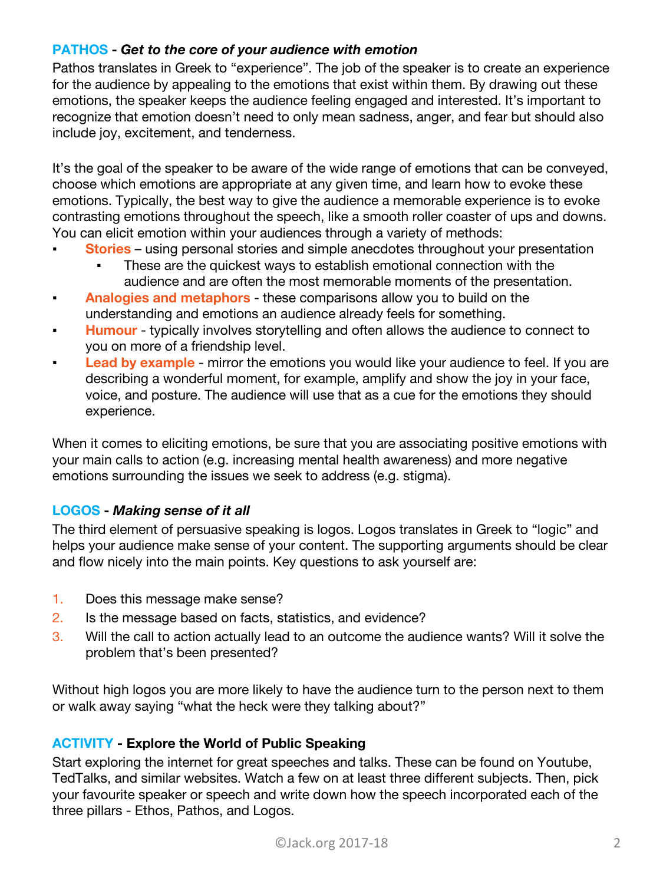## PATHOS - *Get to the core of your audience with emotion*

Pathos translates in Greek to "experience". The job of the speaker is to create an experience for the audience by appealing to the emotions that exist within them. By drawing out these emotions, the speaker keeps the audience feeling engaged and interested. It's important to recognize that emotion doesn't need to only mean sadness, anger, and fear but should also include joy, excitement, and tenderness.

It's the goal of the speaker to be aware of the wide range of emotions that can be conveyed, choose which emotions are appropriate at any given time, and learn how to evoke these emotions. Typically, the best way to give the audience a memorable experience is to evoke contrasting emotions throughout the speech, like a smooth roller coaster of ups and downs. You can elicit emotion within your audiences through a variety of methods:

- **Stories** – using personal stories and simple anecdotes throughout your presentation
  - These are the quickest ways to establish emotional connection with the audience and are often the most memorable moments of the presentation.
- **Analogies and metaphors** - these comparisons allow you to build on the understanding and emotions an audience already feels for something.
- **Humour** - typically involves storytelling and often allows the audience to connect to you on more of a friendship level.
- **Lead by example** - mirror the emotions you would like your audience to feel. If you are describing a wonderful moment, for example, amplify and show the joy in your face, voice, and posture. The audience will use that as a cue for the emotions they should experience.

When it comes to eliciting emotions, be sure that you are associating positive emotions with your main calls to action (e.g. increasing mental health awareness) and more negative emotions surrounding the issues we seek to address (e.g. stigma).

## LOGOS - *Making sense of it all*

The third element of persuasive speaking is logos. Logos translates in Greek to "logic" and helps your audience make sense of your content. The supporting arguments should be clear and flow nicely into the main points. Key questions to ask yourself are:

1. Does this message make sense?
2. Is the message based on facts, statistics, and evidence?
3. Will the call to action actually lead to an outcome the audience wants? Will it solve the problem that's been presented?

Without high logos you are more likely to have the audience turn to the person next to them or walk away saying "what the heck were they talking about?"

## ACTIVITY - Explore the World of Public Speaking

Start exploring the internet for great speeches and talks. These can be found on Youtube, TedTalks, and similar websites. Watch a few on at least three different subjects. Then, pick your favourite speaker or speech and write down how the speech incorporated each of the three pillars - Ethos, Pathos, and Logos.

©Jack.org 2017-18